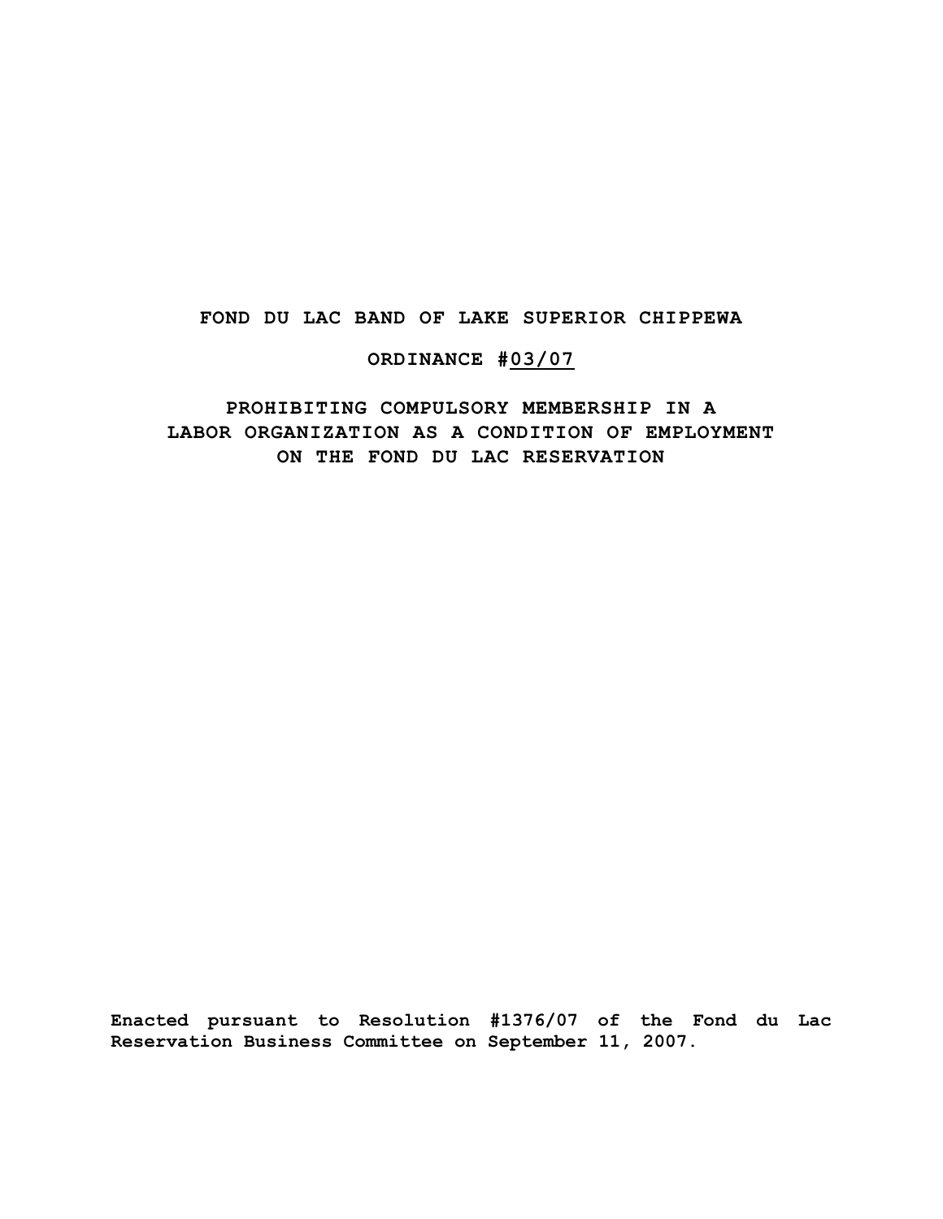# FOND DU LAC BAND OF LAKE SUPERIOR CHIPPEWA

## ORDINANCE #03/07

## PROHIBITING COMPULSORY MEMBERSHIP IN A LABOR ORGANIZATION AS A CONDITION OF EMPLOYMENT ON THE FOND DU LAC RESERVATION

**Enacted pursuant to Resolution #1376/07 of the Fond du Lac Reservation Business Committee on September 11, 2007.**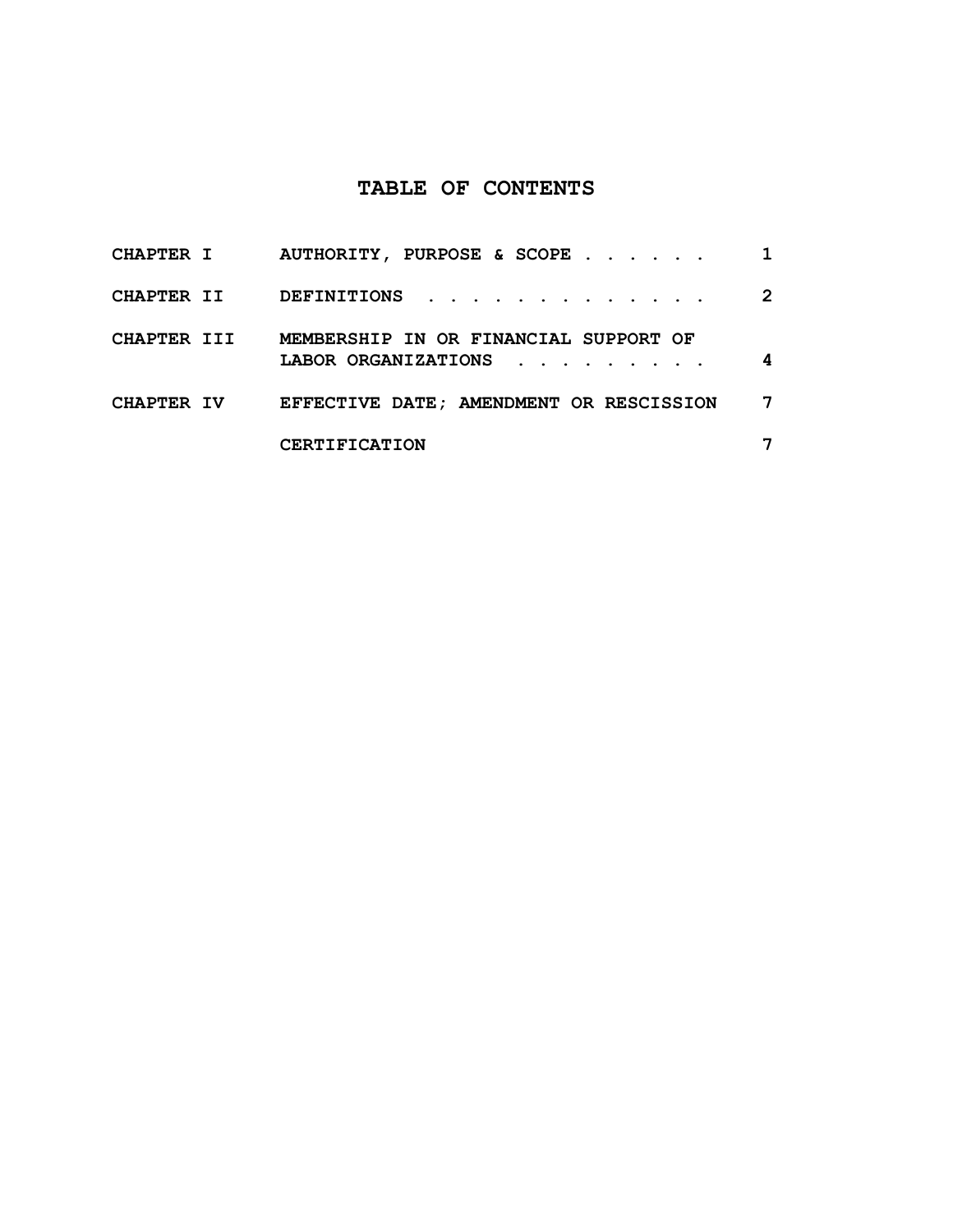# TABLE OF CONTENTS

| | | |
|---|---|---|
| CHAPTER I | AUTHORITY, PURPOSE & SCOPE . . . . . . | 1 |
| CHAPTER II | DEFINITIONS . . . . . . . . . . . . . . | 2 |
| CHAPTER III | MEMBERSHIP IN OR FINANCIAL SUPPORT OF LABOR ORGANIZATIONS . . . . . . . . . | 4 |
| CHAPTER IV | EFFECTIVE DATE; AMENDMENT OR RESCISSION | 7 |
| | CERTIFICATION | 7 |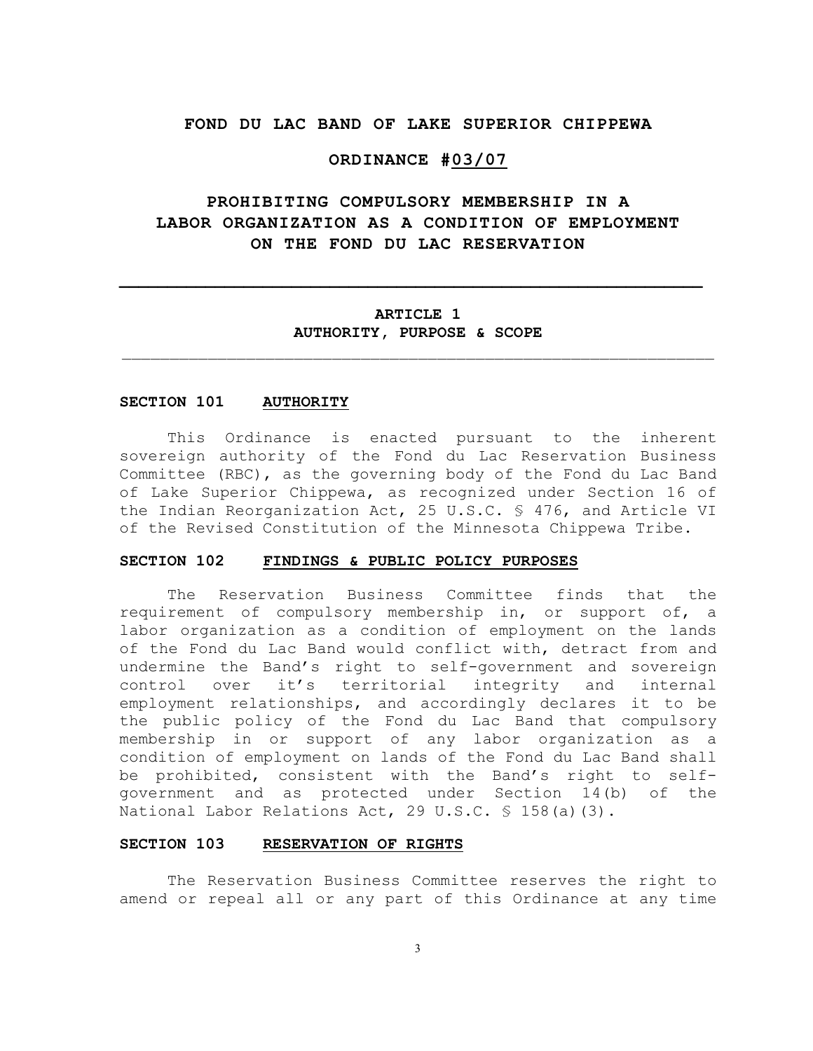# FOND DU LAC BAND OF LAKE SUPERIOR CHIPPEWA

## ORDINANCE #03/07

## PROHIBITING COMPULSORY MEMBERSHIP IN A LABOR ORGANIZATION AS A CONDITION OF EMPLOYMENT ON THE FOND DU LAC RESERVATION

---

## ARTICLE 1
## AUTHORITY, PURPOSE & SCOPE

---

### SECTION 101 AUTHORITY

This Ordinance is enacted pursuant to the inherent sovereign authority of the Fond du Lac Reservation Business Committee (RBC), as the governing body of the Fond du Lac Band of Lake Superior Chippewa, as recognized under Section 16 of the Indian Reorganization Act, 25 U.S.C. § 476, and Article VI of the Revised Constitution of the Minnesota Chippewa Tribe.

### SECTION 102 FINDINGS & PUBLIC POLICY PURPOSES

The Reservation Business Committee finds that the requirement of compulsory membership in, or support of, a labor organization as a condition of employment on the lands of the Fond du Lac Band would conflict with, detract from and undermine the Band's right to self-government and sovereign control over it's territorial integrity and internal employment relationships, and accordingly declares it to be the public policy of the Fond du Lac Band that compulsory membership in or support of any labor organization as a condition of employment on lands of the Fond du Lac Band shall be prohibited, consistent with the Band's right to self-government and as protected under Section 14(b) of the National Labor Relations Act, 29 U.S.C. § 158(a)(3).

### SECTION 103 RESERVATION OF RIGHTS

The Reservation Business Committee reserves the right to amend or repeal all or any part of this Ordinance at any time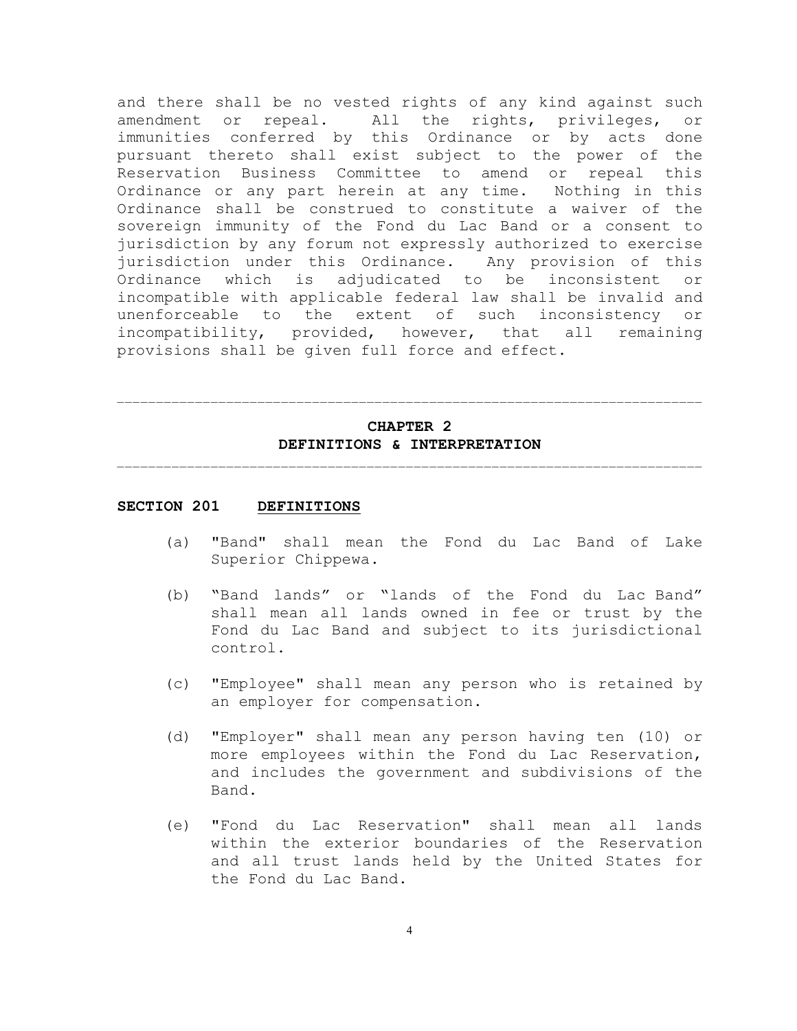and there shall be no vested rights of any kind against such amendment or repeal. All the rights, privileges, or immunities conferred by this Ordinance or by acts done pursuant thereto shall exist subject to the power of the Reservation Business Committee to amend or repeal this Ordinance or any part herein at any time. Nothing in this Ordinance shall be construed to constitute a waiver of the sovereign immunity of the Fond du Lac Band or a consent to jurisdiction by any forum not expressly authorized to exercise jurisdiction under this Ordinance. Any provision of this Ordinance which is adjudicated to be inconsistent or incompatible with applicable federal law shall be invalid and unenforceable to the extent of such inconsistency or incompatibility, provided, however, that all remaining provisions shall be given full force and effect.

---

## CHAPTER 2
## DEFINITIONS & INTERPRETATION

---

### SECTION 201 DEFINITIONS

(a) "Band" shall mean the Fond du Lac Band of Lake Superior Chippewa.

(b) "Band lands" or "lands of the Fond du Lac Band" shall mean all lands owned in fee or trust by the Fond du Lac Band and subject to its jurisdictional control.

(c) "Employee" shall mean any person who is retained by an employer for compensation.

(d) "Employer" shall mean any person having ten (10) or more employees within the Fond du Lac Reservation, and includes the government and subdivisions of the Band.

(e) "Fond du Lac Reservation" shall mean all lands within the exterior boundaries of the Reservation and all trust lands held by the United States for the Fond du Lac Band.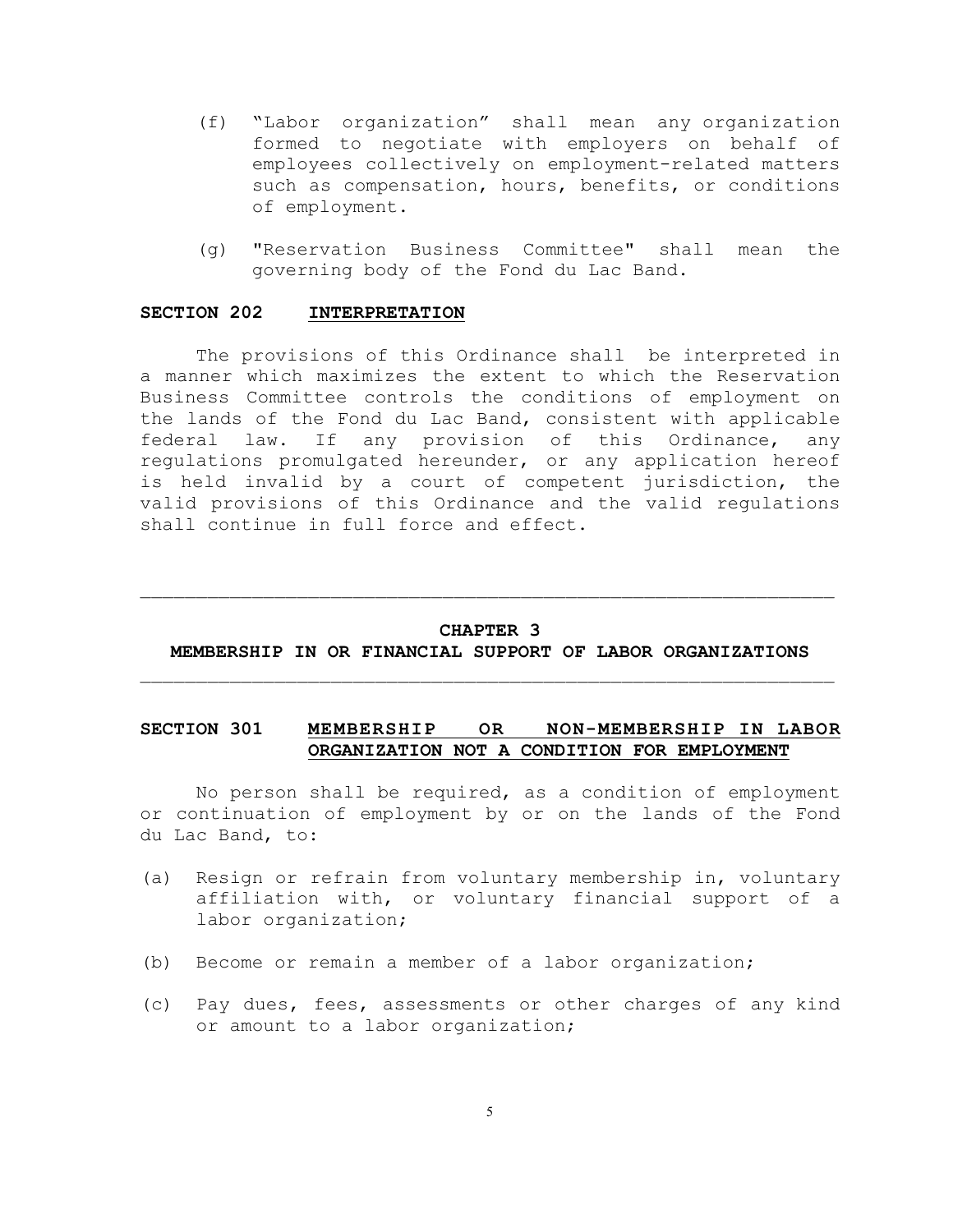(f) "Labor organization" shall mean any organization formed to negotiate with employers on behalf of employees collectively on employment-related matters such as compensation, hours, benefits, or conditions of employment.

(g) "Reservation Business Committee" shall mean the governing body of the Fond du Lac Band.

### SECTION 202 INTERPRETATION

The provisions of this Ordinance shall be interpreted in a manner which maximizes the extent to which the Reservation Business Committee controls the conditions of employment on the lands of the Fond du Lac Band, consistent with applicable federal law. If any provision of this Ordinance, any regulations promulgated hereunder, or any application hereof is held invalid by a court of competent jurisdiction, the valid provisions of this Ordinance and the valid regulations shall continue in full force and effect.

---

## CHAPTER 3
## MEMBERSHIP IN OR FINANCIAL SUPPORT OF LABOR ORGANIZATIONS

---

### SECTION 301 MEMBERSHIP OR NON-MEMBERSHIP IN LABOR ORGANIZATION NOT A CONDITION FOR EMPLOYMENT

No person shall be required, as a condition of employment or continuation of employment by or on the lands of the Fond du Lac Band, to:

(a) Resign or refrain from voluntary membership in, voluntary affiliation with, or voluntary financial support of a labor organization;

(b) Become or remain a member of a labor organization;

(c) Pay dues, fees, assessments or other charges of any kind or amount to a labor organization;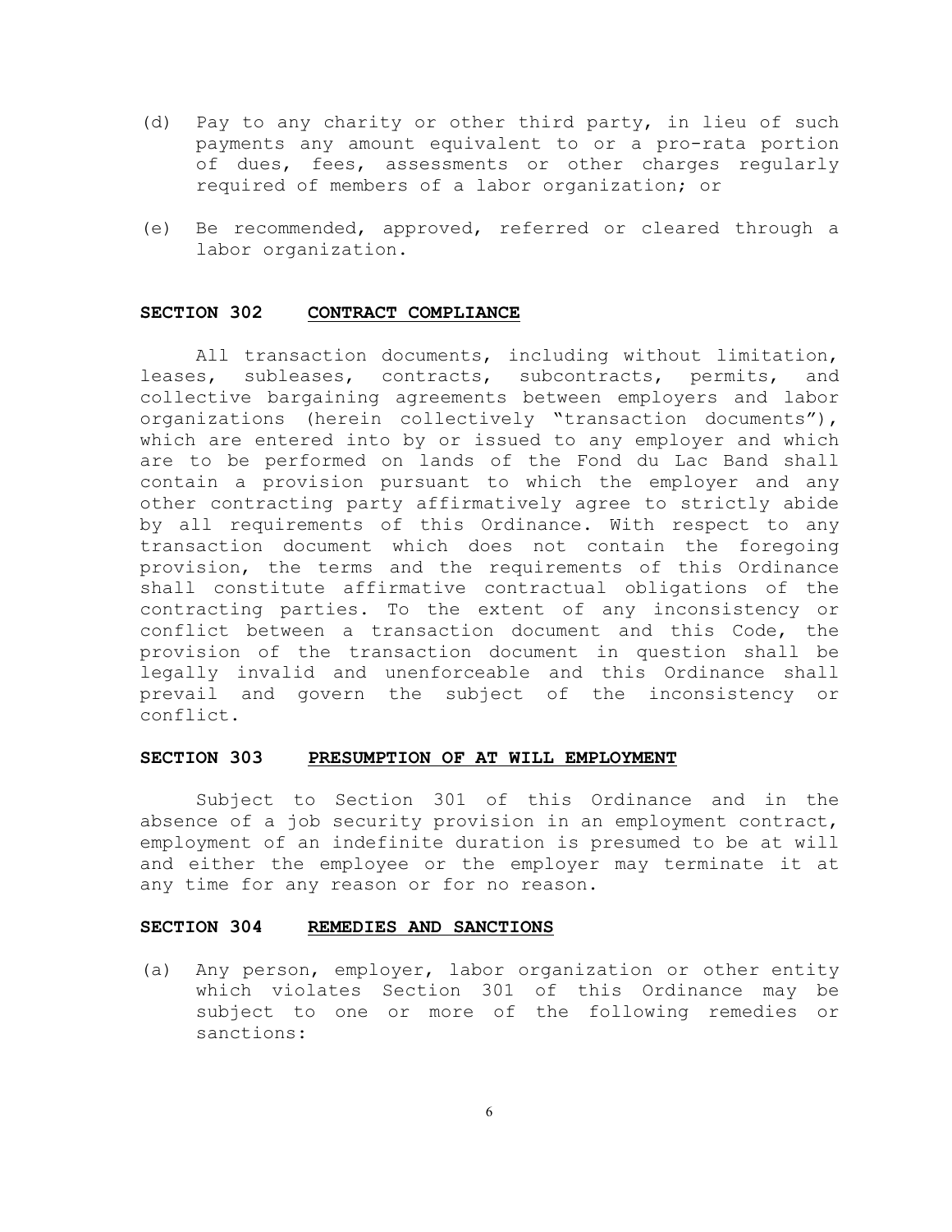(d) Pay to any charity or other third party, in lieu of such payments any amount equivalent to or a pro-rata portion of dues, fees, assessments or other charges regularly required of members of a labor organization; or

(e) Be recommended, approved, referred or cleared through a labor organization.

### SECTION 302 CONTRACT COMPLIANCE

All transaction documents, including without limitation, leases, subleases, contracts, subcontracts, permits, and collective bargaining agreements between employers and labor organizations (herein collectively "transaction documents"), which are entered into by or issued to any employer and which are to be performed on lands of the Fond du Lac Band shall contain a provision pursuant to which the employer and any other contracting party affirmatively agree to strictly abide by all requirements of this Ordinance. With respect to any transaction document which does not contain the foregoing provision, the terms and the requirements of this Ordinance shall constitute affirmative contractual obligations of the contracting parties. To the extent of any inconsistency or conflict between a transaction document and this Code, the provision of the transaction document in question shall be legally invalid and unenforceable and this Ordinance shall prevail and govern the subject of the inconsistency or conflict.

### SECTION 303 PRESUMPTION OF AT WILL EMPLOYMENT

Subject to Section 301 of this Ordinance and in the absence of a job security provision in an employment contract, employment of an indefinite duration is presumed to be at will and either the employee or the employer may terminate it at any time for any reason or for no reason.

### SECTION 304 REMEDIES AND SANCTIONS

(a) Any person, employer, labor organization or other entity which violates Section 301 of this Ordinance may be subject to one or more of the following remedies or sanctions: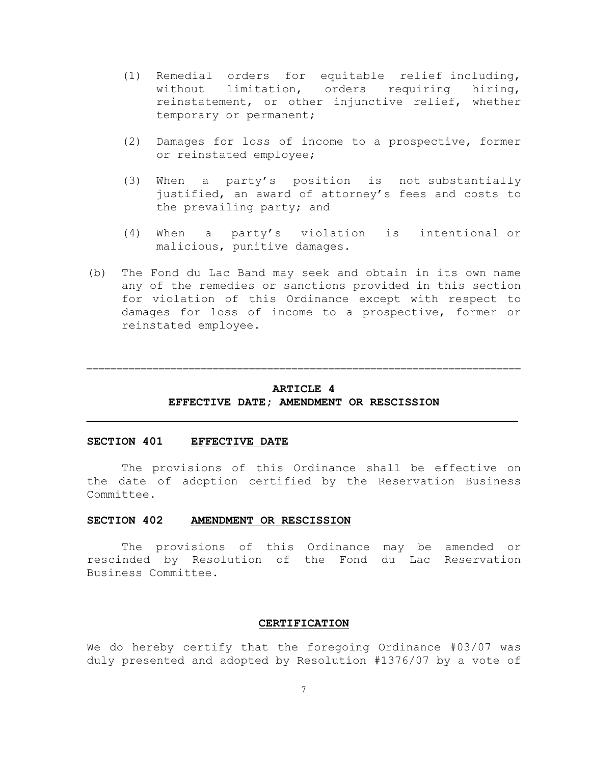(1) Remedial orders for equitable relief including, without limitation, orders requiring hiring, reinstatement, or other injunctive relief, whether temporary or permanent;

(2) Damages for loss of income to a prospective, former or reinstated employee;

(3) When a party's position is not substantially justified, an award of attorney's fees and costs to the prevailing party; and

(4) When a party's violation is intentional or malicious, punitive damages.

(b) The Fond du Lac Band may seek and obtain in its own name any of the remedies or sanctions provided in this section for violation of this Ordinance except with respect to damages for loss of income to a prospective, former or reinstated employee.

---

## ARTICLE 4
## EFFECTIVE DATE; AMENDMENT OR RESCISSION

---

### SECTION 401 EFFECTIVE DATE

The provisions of this Ordinance shall be effective on the date of adoption certified by the Reservation Business Committee.

### SECTION 402 AMENDMENT OR RESCISSION

The provisions of this Ordinance may be amended or rescinded by Resolution of the Fond du Lac Reservation Business Committee.

### CERTIFICATION

We do hereby certify that the foregoing Ordinance #03/07 was duly presented and adopted by Resolution #1376/07 by a vote of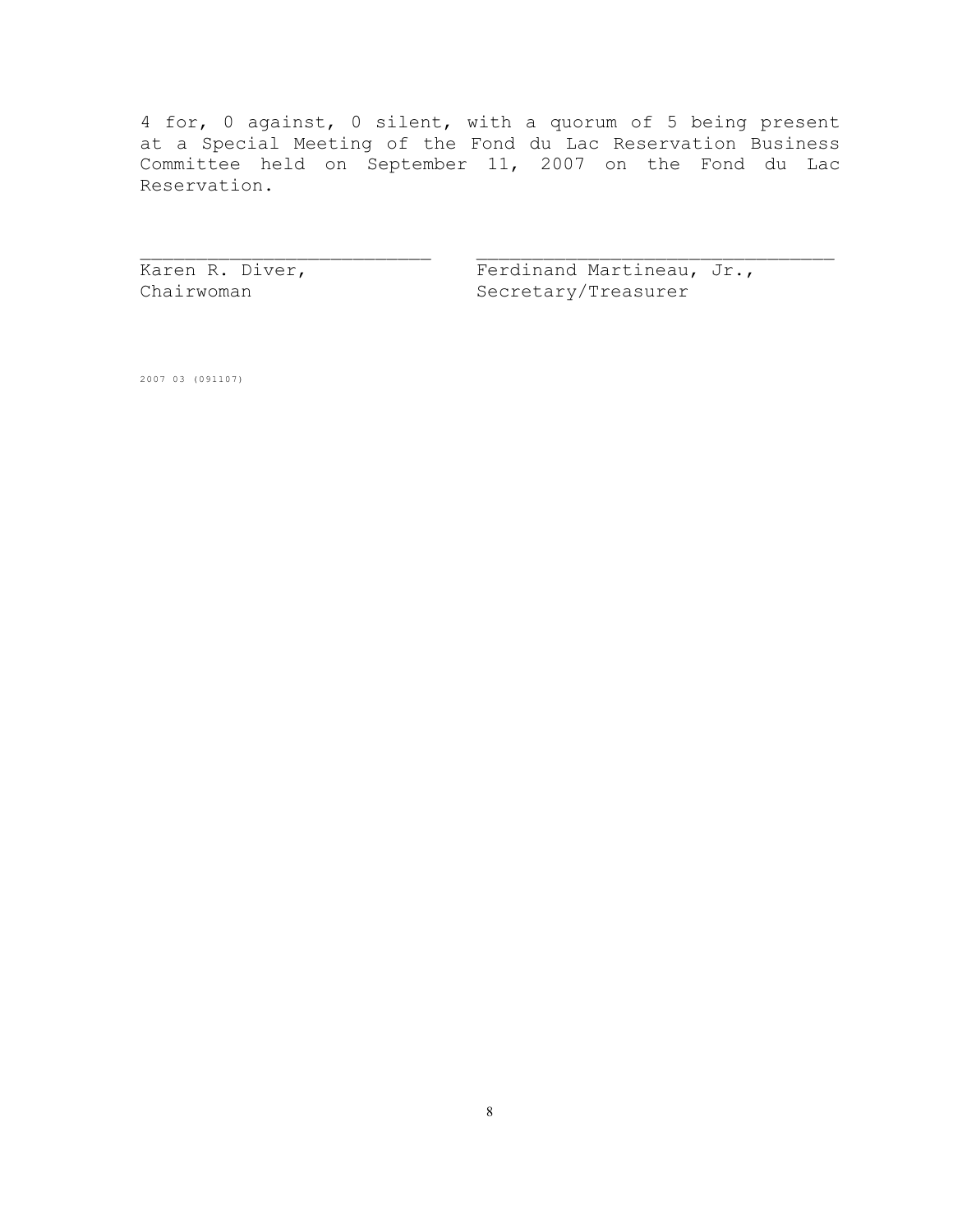4 for, 0 against, 0 silent, with a quorum of 5 being present at a Special Meeting of the Fond du Lac Reservation Business Committee held on September 11, 2007 on the Fond du Lac Reservation.

| | |
|---|---|
| \_\_\_\_\_\_\_\_\_\_\_\_\_\_\_\_\_\_\_\_\_\_\_\_\_\_ | \_\_\_\_\_\_\_\_\_\_\_\_\_\_\_\_\_\_\_\_\_\_\_\_\_\_\_\_\_\_\_\_ |
| Karen R. Diver, Chairwoman | Ferdinand Martineau, Jr., Secretary/Treasurer |

2007 03 (091107)